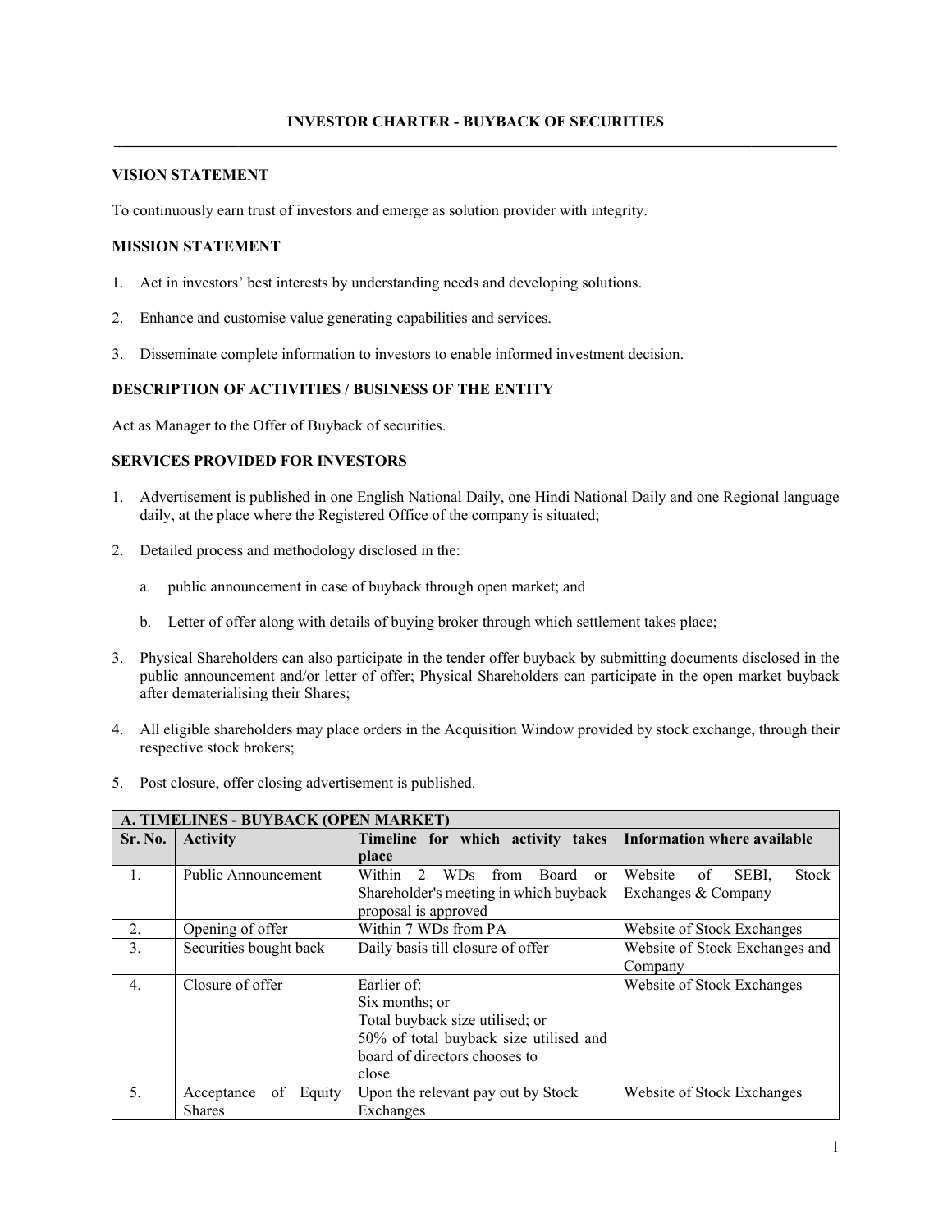# INVESTOR CHARTER - BUYBACK OF SECURITIES

## VISION STATEMENT

To continuously earn trust of investors and emerge as solution provider with integrity.

## MISSION STATEMENT

1. Act in investors' best interests by understanding needs and developing solutions.

2. Enhance and customise value generating capabilities and services.

3. Disseminate complete information to investors to enable informed investment decision.

## DESCRIPTION OF ACTIVITIES / BUSINESS OF THE ENTITY

Act as Manager to the Offer of Buyback of securities.

## SERVICES PROVIDED FOR INVESTORS

1. Advertisement is published in one English National Daily, one Hindi National Daily and one Regional language daily, at the place where the Registered Office of the company is situated;

2. Detailed process and methodology disclosed in the:

   a. public announcement in case of buyback through open market; and

   b. Letter of offer along with details of buying broker through which settlement takes place;

3. Physical Shareholders can also participate in the tender offer buyback by submitting documents disclosed in the public announcement and/or letter of offer; Physical Shareholders can participate in the open market buyback after dematerialising their Shares;

4. All eligible shareholders may place orders in the Acquisition Window provided by stock exchange, through their respective stock brokers;

5. Post closure, offer closing advertisement is published.

| **A. TIMELINES - BUYBACK (OPEN MARKET)** | | | |
|---|---|---|---|
| **Sr. No.** | **Activity** | **Timeline for which activity takes place** | **Information where available** |
| 1. | Public Announcement | Within 2 WDs from Board or Shareholder's meeting in which buyback proposal is approved | Website of SEBI, Stock Exchanges & Company |
| 2. | Opening of offer | Within 7 WDs from PA | Website of Stock Exchanges |
| 3. | Securities bought back | Daily basis till closure of offer | Website of Stock Exchanges and Company |
| 4. | Closure of offer | Earlier of:<br>Six months; or<br>Total buyback size utilised; or<br>50% of total buyback size utilised and board of directors chooses to close | Website of Stock Exchanges |
| 5. | Acceptance of Equity Shares | Upon the relevant pay out by Stock Exchanges | Website of Stock Exchanges |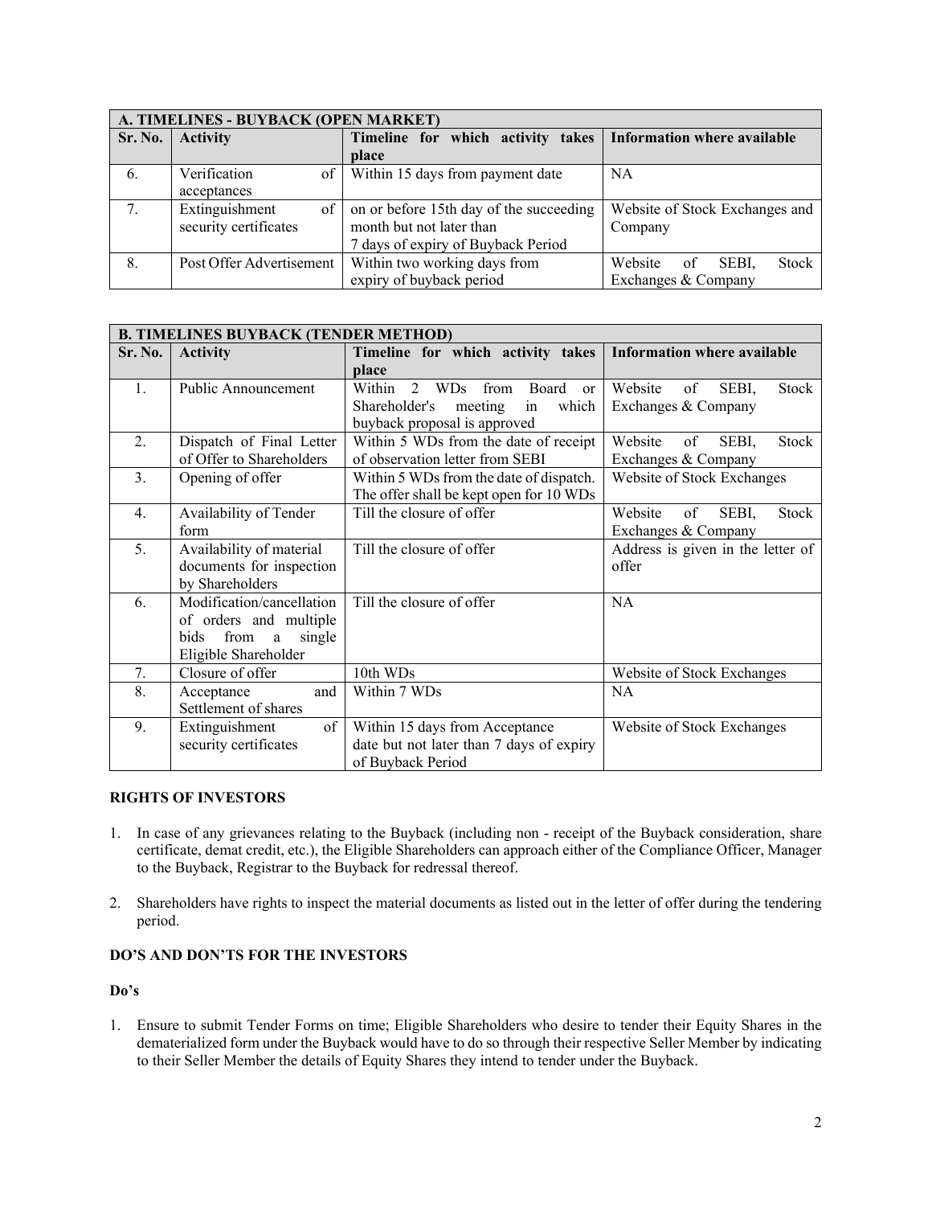| A. TIMELINES - BUYBACK (OPEN MARKET) | | | |
|---|---|---|---|
| **Sr. No.** | **Activity** | **Timeline for which activity takes place** | **Information where available** |
| 6. | Verification of acceptances | Within 15 days from payment date | NA |
| 7. | Extinguishment of security certificates | on or before 15th day of the succeeding month but not later than 7 days of expiry of Buyback Period | Website of Stock Exchanges and Company |
| 8. | Post Offer Advertisement | Within two working days from expiry of buyback period | Website of SEBI, Stock Exchanges & Company |

| B. TIMELINES BUYBACK (TENDER METHOD) | | | |
|---|---|---|---|
| **Sr. No.** | **Activity** | **Timeline for which activity takes place** | **Information where available** |
| 1. | Public Announcement | Within 2 WDs from Board or Shareholder's meeting in which buyback proposal is approved | Website of SEBI, Stock Exchanges & Company |
| 2. | Dispatch of Final Letter of Offer to Shareholders | Within 5 WDs from the date of receipt of observation letter from SEBI | Website of SEBI, Stock Exchanges & Company |
| 3. | Opening of offer | Within 5 WDs from the date of dispatch. The offer shall be kept open for 10 WDs | Website of Stock Exchanges |
| 4. | Availability of Tender form | Till the closure of offer | Website of SEBI, Stock Exchanges & Company |
| 5. | Availability of material documents for inspection by Shareholders | Till the closure of offer | Address is given in the letter of offer |
| 6. | Modification/cancellation of orders and multiple bids from a single Eligible Shareholder | Till the closure of offer | NA |
| 7. | Closure of offer | 10th WDs | Website of Stock Exchanges |
| 8. | Acceptance and Settlement of shares | Within 7 WDs | NA |
| 9. | Extinguishment of security certificates | Within 15 days from Acceptance date but not later than 7 days of expiry of Buyback Period | Website of Stock Exchanges |

**RIGHTS OF INVESTORS**

1. In case of any grievances relating to the Buyback (including non - receipt of the Buyback consideration, share certificate, demat credit, etc.), the Eligible Shareholders can approach either of the Compliance Officer, Manager to the Buyback, Registrar to the Buyback for redressal thereof.

2. Shareholders have rights to inspect the material documents as listed out in the letter of offer during the tendering period.

**DO'S AND DON'TS FOR THE INVESTORS**

**Do's**

1. Ensure to submit Tender Forms on time; Eligible Shareholders who desire to tender their Equity Shares in the dematerialized form under the Buyback would have to do so through their respective Seller Member by indicating to their Seller Member the details of Equity Shares they intend to tender under the Buyback.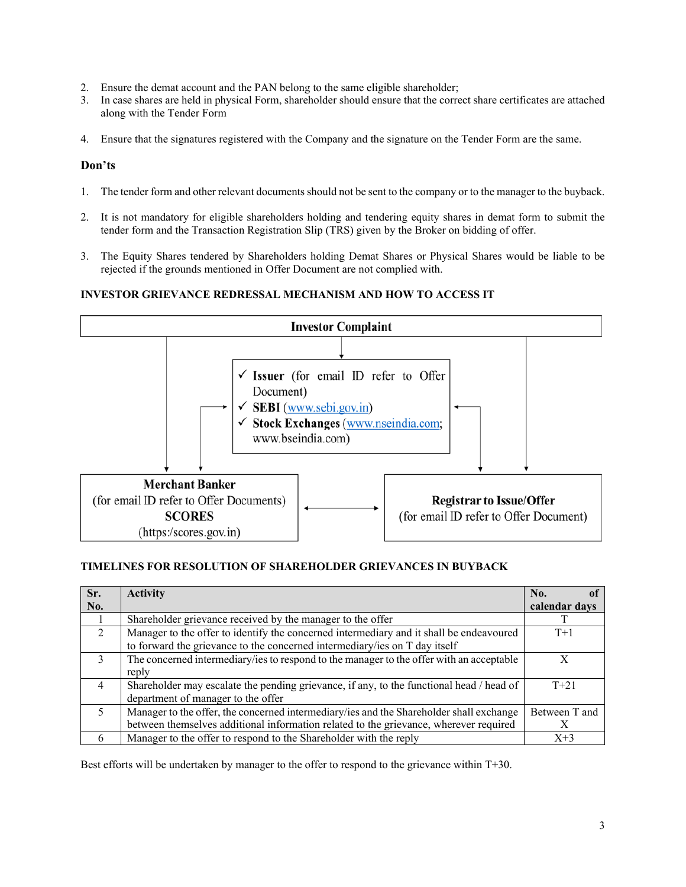2. Ensure the demat account and the PAN belong to the same eligible shareholder;
3. In case shares are held in physical Form, shareholder should ensure that the correct share certificates are attached along with the Tender Form
4. Ensure that the signatures registered with the Company and the signature on the Tender Form are the same.

### Don'ts

1. The tender form and other relevant documents should not be sent to the company or to the manager to the buyback.
2. It is not mandatory for eligible shareholders holding and tendering equity shares in demat form to submit the tender form and the Transaction Registration Slip (TRS) given by the Broker on bidding of offer.
3. The Equity Shares tendered by Shareholders holding Demat Shares or Physical Shares would be liable to be rejected if the grounds mentioned in Offer Document are not complied with.

#### INVESTOR GRIEVANCE REDRESSAL MECHANISM AND HOW TO ACCESS IT

**Investor Complaint**

- ✓ **Issuer** (for email ID refer to Offer Document)
- ✓ **SEBI** (www.sebi.gov.in)
- ✓ **Stock Exchanges** (www.nseindia.com; www.bseindia.com)

**Merchant Banker**
(for email ID refer to Offer Documents)
**SCORES**
(https:/scores.gov.in)

**Registrar to Issue/Offer**
(for email ID refer to Offer Document)

#### TIMELINES FOR RESOLUTION OF SHAREHOLDER GRIEVANCES IN BUYBACK

| Sr. No. | Activity | No. of calendar days |
|---|---|---|
| 1 | Shareholder grievance received by the manager to the offer | T |
| 2 | Manager to the offer to identify the concerned intermediary and it shall be endeavoured to forward the grievance to the concerned intermediary/ies on T day itself | T+1 |
| 3 | The concerned intermediary/ies to respond to the manager to the offer with an acceptable reply | X |
| 4 | Shareholder may escalate the pending grievance, if any, to the functional head / head of department of manager to the offer | T+21 |
| 5 | Manager to the offer, the concerned intermediary/ies and the Shareholder shall exchange between themselves additional information related to the grievance, wherever required | Between T and X |
| 6 | Manager to the offer to respond to the Shareholder with the reply | X+3 |

Best efforts will be undertaken by manager to the offer to respond to the grievance within T+30.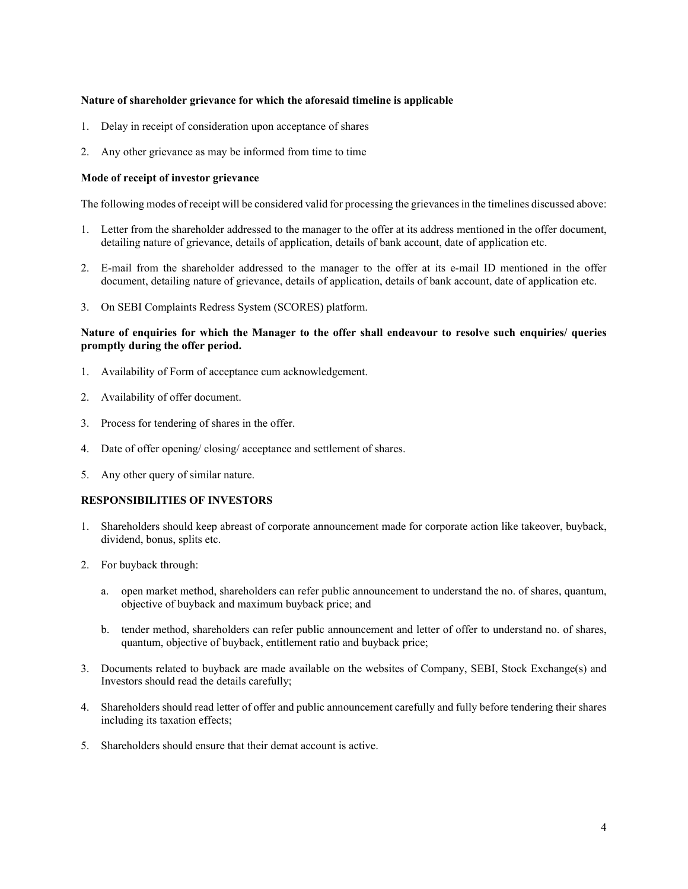**Nature of shareholder grievance for which the aforesaid timeline is applicable**

1. Delay in receipt of consideration upon acceptance of shares
2. Any other grievance as may be informed from time to time

**Mode of receipt of investor grievance**

The following modes of receipt will be considered valid for processing the grievances in the timelines discussed above:

1. Letter from the shareholder addressed to the manager to the offer at its address mentioned in the offer document, detailing nature of grievance, details of application, details of bank account, date of application etc.
2. E-mail from the shareholder addressed to the manager to the offer at its e-mail ID mentioned in the offer document, detailing nature of grievance, details of application, details of bank account, date of application etc.
3. On SEBI Complaints Redress System (SCORES) platform.

**Nature of enquiries for which the Manager to the offer shall endeavour to resolve such enquiries/ queries promptly during the offer period.**

1. Availability of Form of acceptance cum acknowledgement.
2. Availability of offer document.
3. Process for tendering of shares in the offer.
4. Date of offer opening/ closing/ acceptance and settlement of shares.
5. Any other query of similar nature.

**RESPONSIBILITIES OF INVESTORS**

1. Shareholders should keep abreast of corporate announcement made for corporate action like takeover, buyback, dividend, bonus, splits etc.
2. For buyback through:
   a. open market method, shareholders can refer public announcement to understand the no. of shares, quantum, objective of buyback and maximum buyback price; and
   b. tender method, shareholders can refer public announcement and letter of offer to understand no. of shares, quantum, objective of buyback, entitlement ratio and buyback price;
3. Documents related to buyback are made available on the websites of Company, SEBI, Stock Exchange(s) and Investors should read the details carefully;
4. Shareholders should read letter of offer and public announcement carefully and fully before tendering their shares including its taxation effects;
5. Shareholders should ensure that their demat account is active.